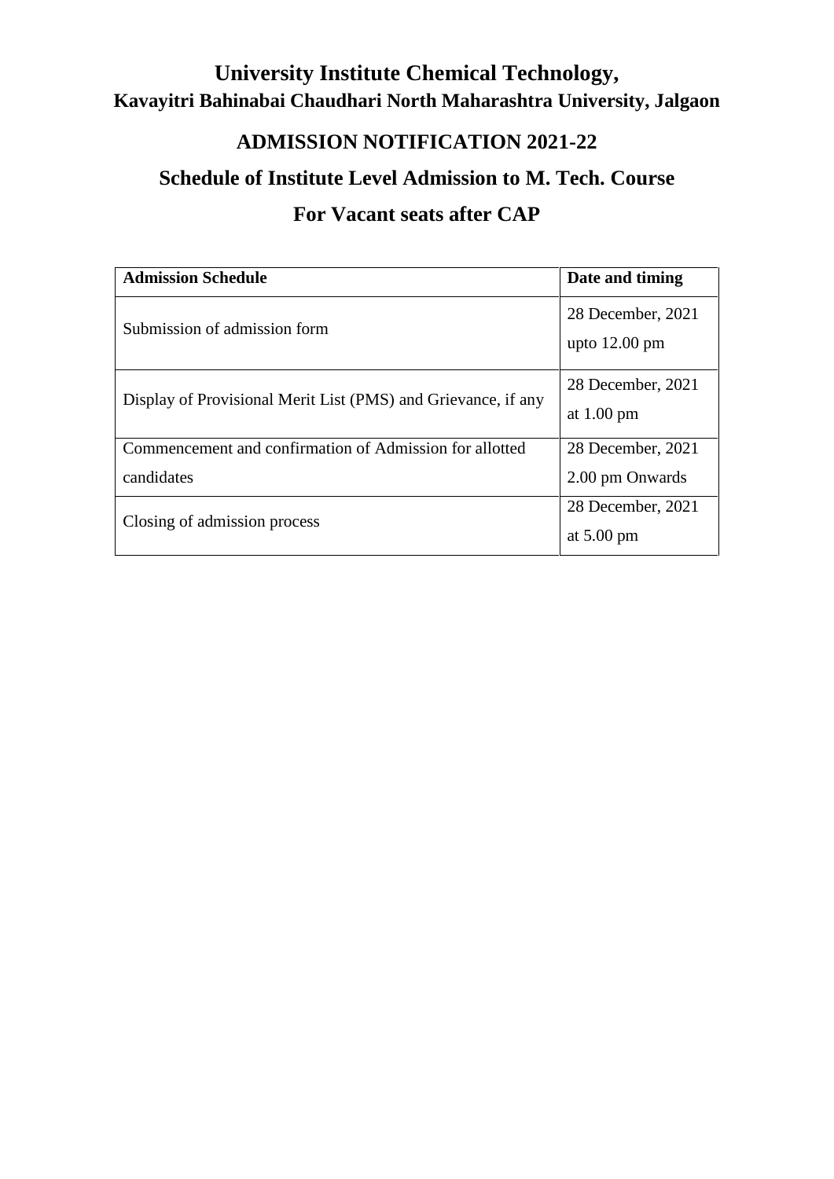# University Institute Chemical Technology,

## Kavayitri Bahinabai Chaudhari North Maharashtra University, Jalgaon

## ADMISSION NOTIFICATION 2021-22

## Schedule of Institute Level Admission to M. Tech. Course

## For Vacant seats after CAP

| **Admission Schedule** | **Date and timing** |
|---|---|
| Submission of admission form | 28 December, 2021 upto 12.00 pm |
| Display of Provisional Merit List (PMS) and Grievance, if any | 28 December, 2021 at 1.00 pm |
| Commencement and confirmation of Admission for allotted candidates | 28 December, 2021 2.00 pm Onwards |
| Closing of admission process | 28 December, 2021 at 5.00 pm |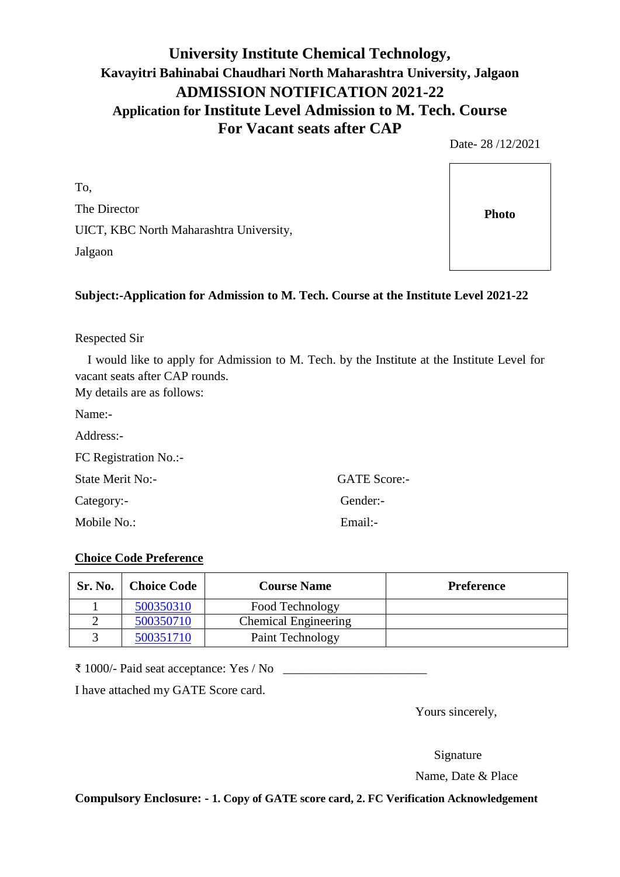# University Institute Chemical Technology,
## Kavayitri Bahinabai Chaudhari North Maharashtra University, Jalgaon
## ADMISSION NOTIFICATION 2021-22
## Application for Institute Level Admission to M. Tech. Course
## For Vacant seats after CAP

Date- 28 /12/2021

To,

The Director

UICT, KBC North Maharashtra University,

Jalgaon

**Photo**

**Subject:-Application for Admission to M. Tech. Course at the Institute Level 2021-22**

Respected Sir

I would like to apply for Admission to M. Tech. by the Institute at the Institute Level for vacant seats after CAP rounds.

My details are as follows:

Name:-

Address:-

FC Registration No.:-

State Merit No:- GATE Score:-

Category:- Gender:-

Mobile No.: Email:-

**Choice Code Preference**

| Sr. No. | Choice Code | Course Name | Preference |
|---|---|---|---|
| 1 | 500350310 | Food Technology | |
| 2 | 500350710 | Chemical Engineering | |
| 3 | 500351710 | Paint Technology | |

₹ 1000/- Paid seat acceptance: Yes / No _______________________

I have attached my GATE Score card.

Yours sincerely,

Signature

Name, Date & Place

**Compulsory Enclosure: - 1. Copy of GATE score card, 2. FC Verification Acknowledgement**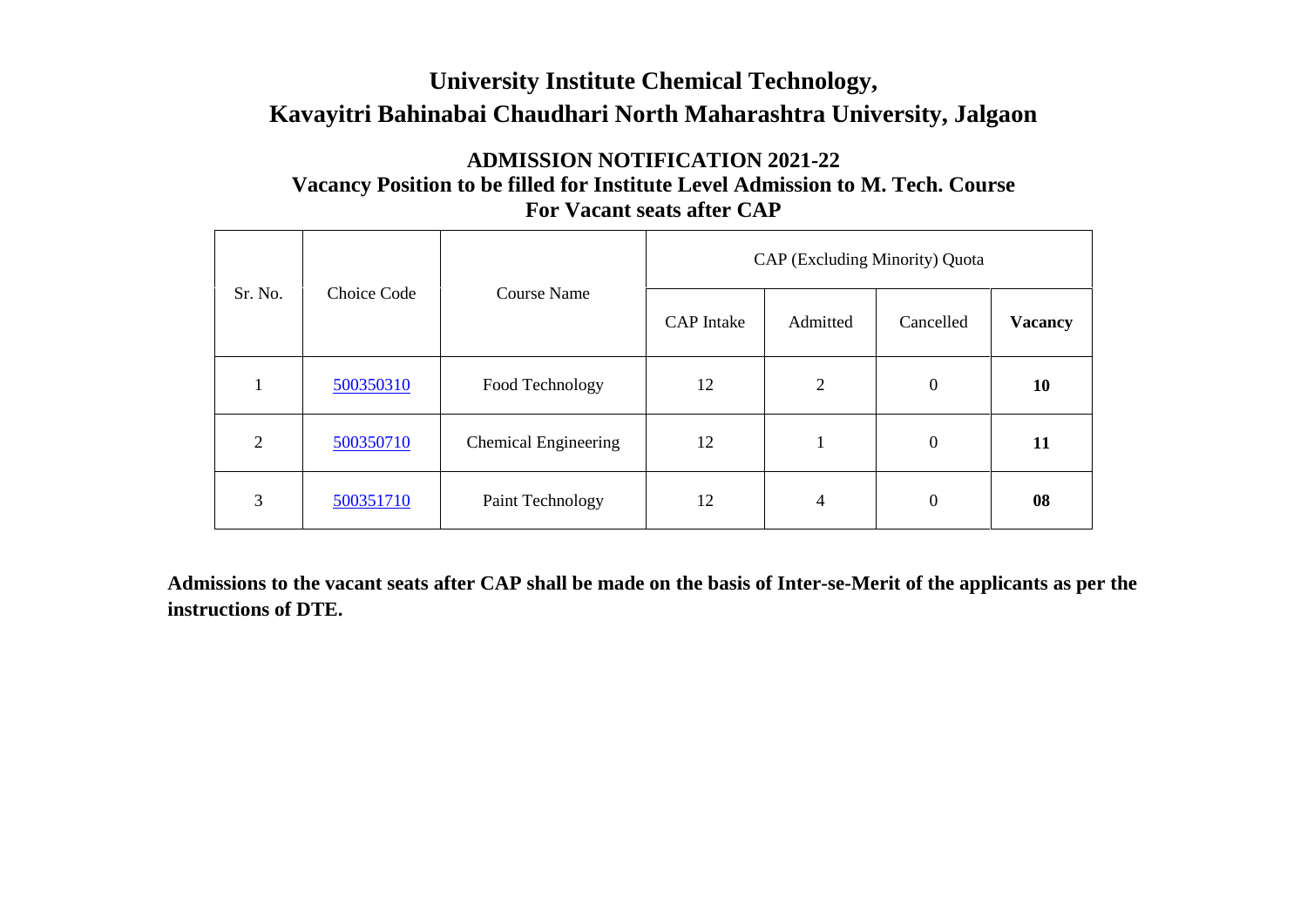# University Institute Chemical Technology,

# Kavayitri Bahinabai Chaudhari North Maharashtra University, Jalgaon

## ADMISSION NOTIFICATION 2021-22

## Vacancy Position to be filled for Institute Level Admission to M. Tech. Course

## For Vacant seats after CAP

| Sr. No. | Choice Code | Course Name | CAP (Excluding Minority) Quota | | | |
|---|---|---|---|---|---|---|
| | | | CAP Intake | Admitted | Cancelled | **Vacancy** |
| 1 | 500350310 | Food Technology | 12 | 2 | 0 | **10** |
| 2 | 500350710 | Chemical Engineering | 12 | 1 | 0 | **11** |
| 3 | 500351710 | Paint Technology | 12 | 4 | 0 | **08** |

**Admissions to the vacant seats after CAP shall be made on the basis of Inter-se-Merit of the applicants as per the instructions of DTE.**